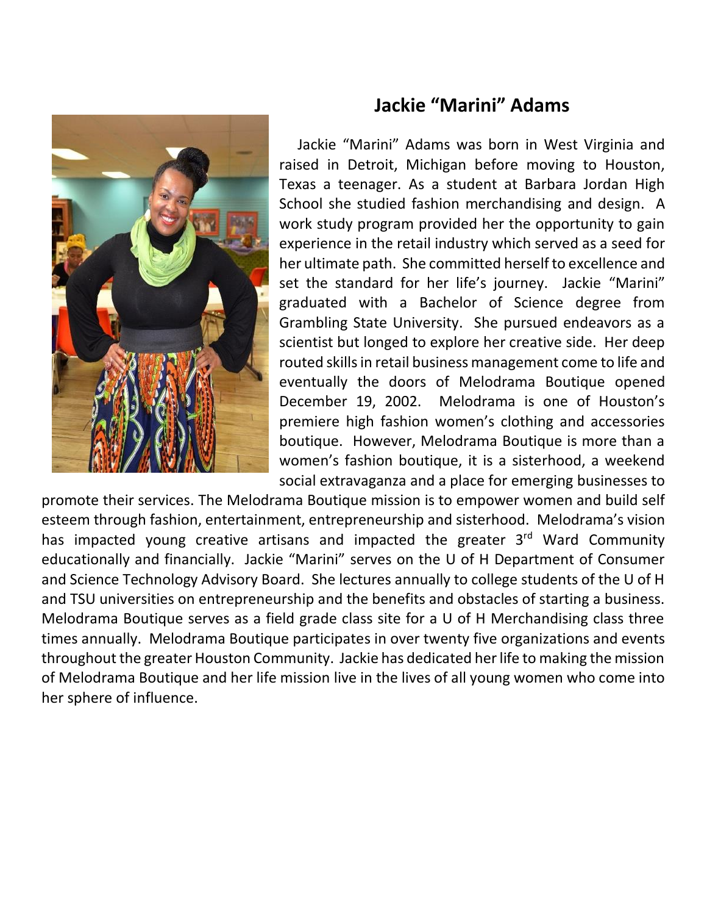# Jackie "Marini" Adams

Jackie "Marini" Adams was born in West Virginia and raised in Detroit, Michigan before moving to Houston, Texas a teenager. As a student at Barbara Jordan High School she studied fashion merchandising and design. A work study program provided her the opportunity to gain experience in the retail industry which served as a seed for her ultimate path. She committed herself to excellence and set the standard for her life's journey. Jackie "Marini" graduated with a Bachelor of Science degree from Grambling State University. She pursued endeavors as a scientist but longed to explore her creative side. Her deep routed skills in retail business management come to life and eventually the doors of Melodrama Boutique opened December 19, 2002. Melodrama is one of Houston's premiere high fashion women's clothing and accessories boutique. However, Melodrama Boutique is more than a women's fashion boutique, it is a sisterhood, a weekend social extravaganza and a place for emerging businesses to promote their services. The Melodrama Boutique mission is to empower women and build self esteem through fashion, entertainment, entrepreneurship and sisterhood. Melodrama's vision has impacted young creative artisans and impacted the greater 3rd Ward Community educationally and financially. Jackie "Marini" serves on the U of H Department of Consumer and Science Technology Advisory Board. She lectures annually to college students of the U of H and TSU universities on entrepreneurship and the benefits and obstacles of starting a business. Melodrama Boutique serves as a field grade class site for a U of H Merchandising class three times annually. Melodrama Boutique participates in over twenty five organizations and events throughout the greater Houston Community. Jackie has dedicated her life to making the mission of Melodrama Boutique and her life mission live in the lives of all young women who come into her sphere of influence.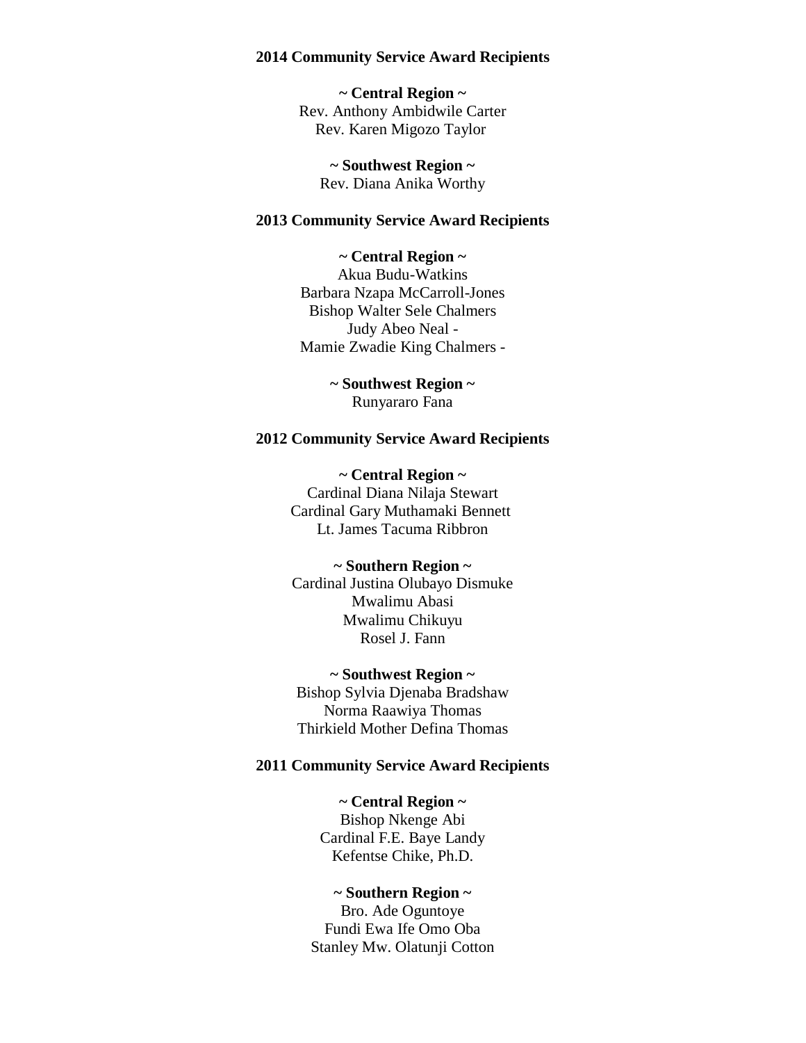**2014 Community Service Award Recipients**

**~ Central Region ~**

Rev. Anthony Ambidwile Carter
Rev. Karen Migozo Taylor

**~ Southwest Region ~**

Rev. Diana Anika Worthy

**2013 Community Service Award Recipients**

**~ Central Region ~**

Akua Budu-Watkins
Barbara Nzapa McCarroll-Jones
Bishop Walter Sele Chalmers
Judy Abeo Neal -
Mamie Zwadie King Chalmers -

**~ Southwest Region ~**

Runyararo Fana

**2012 Community Service Award Recipients**

**~ Central Region ~**

Cardinal Diana Nilaja Stewart
Cardinal Gary Muthamaki Bennett
Lt. James Tacuma Ribbron

**~ Southern Region ~**

Cardinal Justina Olubayo Dismuke
Mwalimu Abasi
Mwalimu Chikuyu
Rosel J. Fann

**~ Southwest Region ~**

Bishop Sylvia Djenaba Bradshaw
Norma Raawiya Thomas
Thirkield Mother Defina Thomas

**2011 Community Service Award Recipients**

**~ Central Region ~**

Bishop Nkenge Abi
Cardinal F.E. Baye Landy
Kefentse Chike, Ph.D.

**~ Southern Region ~**

Bro. Ade Oguntoye
Fundi Ewa Ife Omo Oba
Stanley Mw. Olatunji Cotton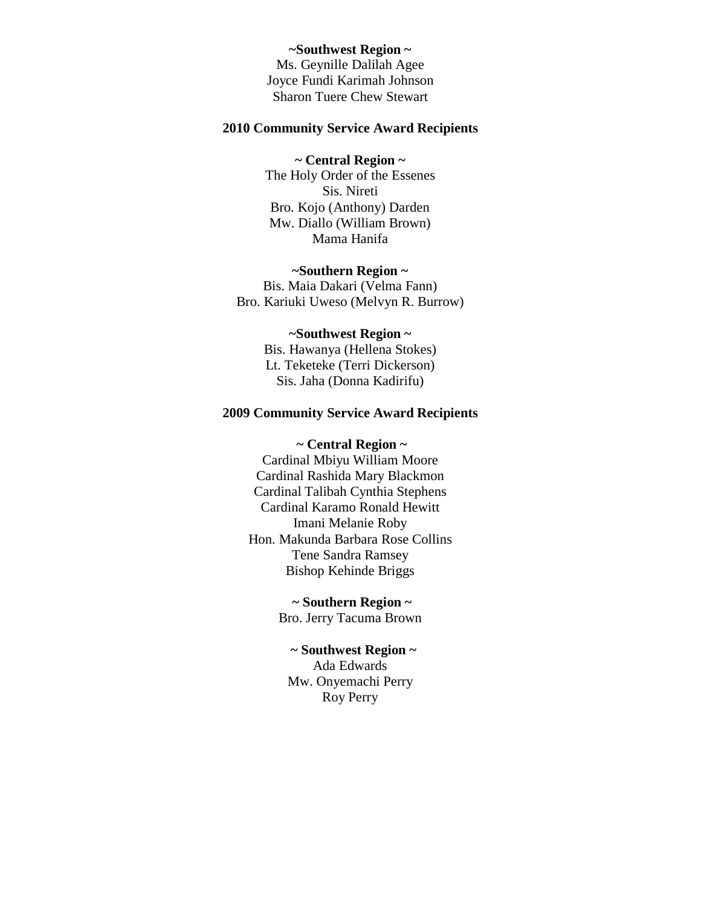**~Southwest Region ~**

Ms. Geynille Dalilah Agee
Joyce Fundi Karimah Johnson
Sharon Tuere Chew Stewart

## 2010 Community Service Award Recipients

**~ Central Region ~**

The Holy Order of the Essenes
Sis. Nireti
Bro. Kojo (Anthony) Darden
Mw. Diallo (William Brown)
Mama Hanifa

**~Southern Region ~**

Bis. Maia Dakari (Velma Fann)
Bro. Kariuki Uweso (Melvyn R. Burrow)

**~Southwest Region ~**

Bis. Hawanya (Hellena Stokes)
Lt. Teketeke (Terri Dickerson)
Sis. Jaha (Donna Kadirifu)

## 2009 Community Service Award Recipients

**~ Central Region ~**

Cardinal Mbiyu William Moore
Cardinal Rashida Mary Blackmon
Cardinal Talibah Cynthia Stephens
Cardinal Karamo Ronald Hewitt
Imani Melanie Roby
Hon. Makunda Barbara Rose Collins
Tene Sandra Ramsey
Bishop Kehinde Briggs

**~ Southern Region ~**

Bro. Jerry Tacuma Brown

**~ Southwest Region ~**

Ada Edwards
Mw. Onyemachi Perry
Roy Perry